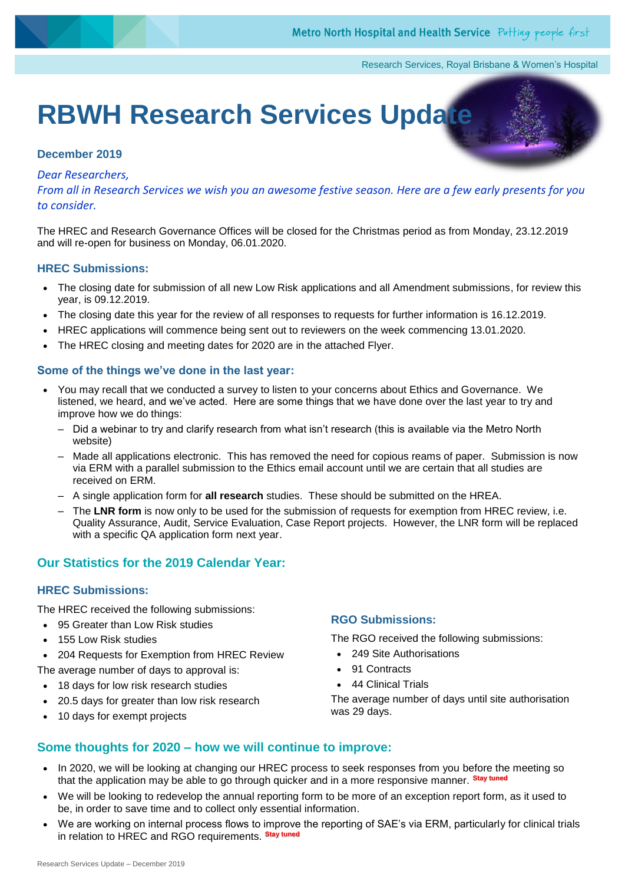Metro North Hospital and Health Service *Putting people first*

Research Services, Royal Brisbane & Women's Hospital

# RBWH Research Services Update

**December 2019**

*Dear Researchers,*

*From all in Research Services we wish you an awesome festive season. Here are a few early presents for you to consider.*

The HREC and Research Governance Offices will be closed for the Christmas period as from Monday, 23.12.2019 and will re-open for business on Monday, 06.01.2020.

### HREC Submissions:

- The closing date for submission of all new Low Risk applications and all Amendment submissions, for review this year, is 09.12.2019.
- The closing date this year for the review of all responses to requests for further information is 16.12.2019.
- HREC applications will commence being sent out to reviewers on the week commencing 13.01.2020.
- The HREC closing and meeting dates for 2020 are in the attached Flyer.

### Some of the things we've done in the last year:

- You may recall that we conducted a survey to listen to your concerns about Ethics and Governance. We listened, we heard, and we've acted. Here are some things that we have done over the last year to try and improve how we do things:
  - Did a webinar to try and clarify research from what isn't research (this is available via the Metro North website)
  - Made all applications electronic. This has removed the need for copious reams of paper. Submission is now via ERM with a parallel submission to the Ethics email account until we are certain that all studies are received on ERM.
  - A single application form for **all research** studies. These should be submitted on the HREA.
  - The **LNR form** is now only to be used for the submission of requests for exemption from HREC review, i.e. Quality Assurance, Audit, Service Evaluation, Case Report projects. However, the LNR form will be replaced with a specific QA application form next year.

## Our Statistics for the 2019 Calendar Year:

### HREC Submissions:

The HREC received the following submissions:

- 95 Greater than Low Risk studies
- 155 Low Risk studies
- 204 Requests for Exemption from HREC Review

The average number of days to approval is:

- 18 days for low risk research studies
- 20.5 days for greater than low risk research
- 10 days for exempt projects

### RGO Submissions:

The RGO received the following submissions:

- 249 Site Authorisations
- 91 Contracts
- 44 Clinical Trials

The average number of days until site authorisation was 29 days.

## Some thoughts for 2020 – how we will continue to improve:

- In 2020, we will be looking at changing our HREC process to seek responses from you before the meeting so that the application may be able to go through quicker and in a more responsive manner. **Stay tuned**
- We will be looking to redevelop the annual reporting form to be more of an exception report form, as it used to be, in order to save time and to collect only essential information.
- We are working on internal process flows to improve the reporting of SAE's via ERM, particularly for clinical trials in relation to HREC and RGO requirements. **Stay tuned**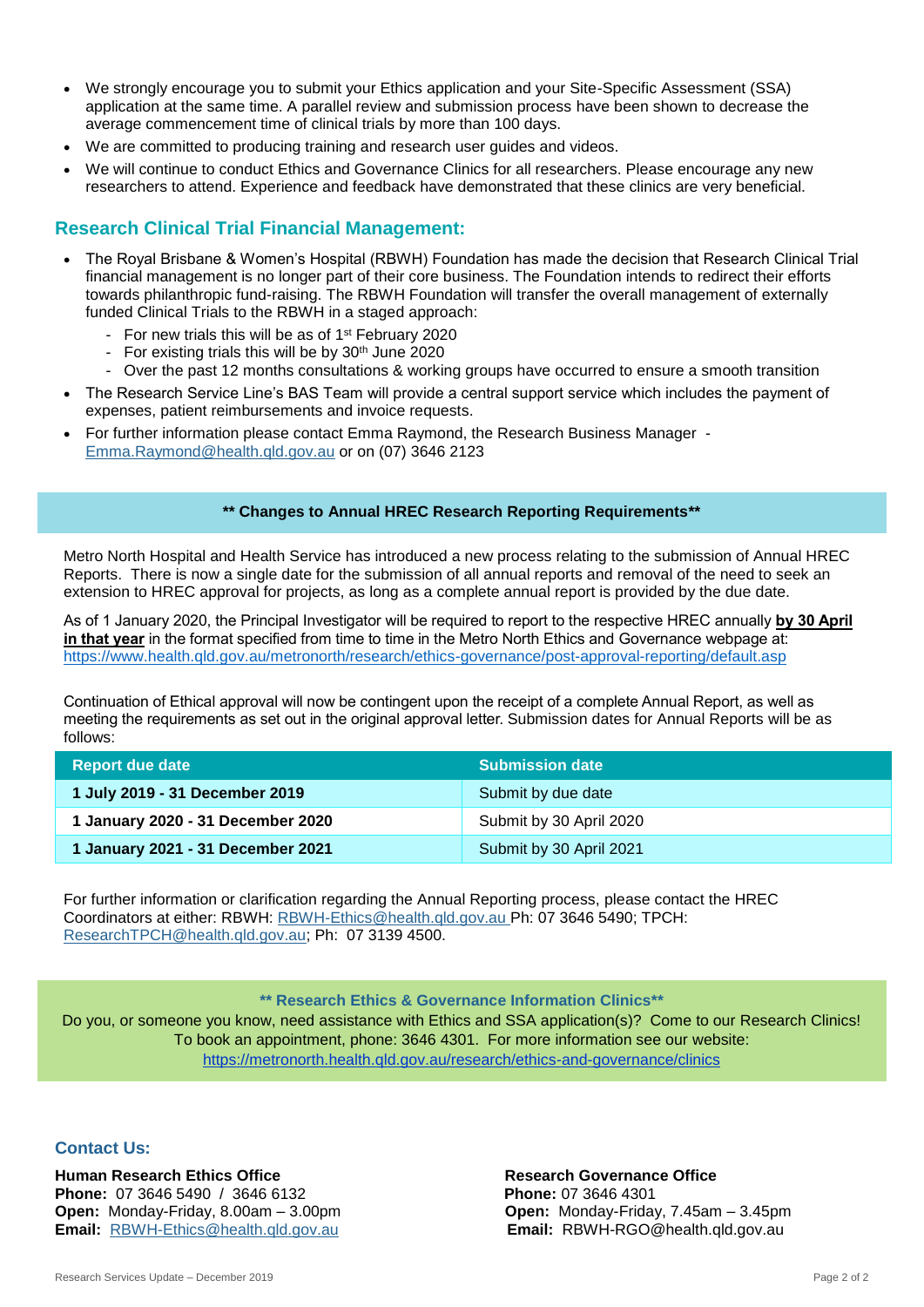- We strongly encourage you to submit your Ethics application and your Site-Specific Assessment (SSA) application at the same time. A parallel review and submission process have been shown to decrease the average commencement time of clinical trials by more than 100 days.
- We are committed to producing training and research user guides and videos.
- We will continue to conduct Ethics and Governance Clinics for all researchers. Please encourage any new researchers to attend. Experience and feedback have demonstrated that these clinics are very beneficial.

## Research Clinical Trial Financial Management:

- The Royal Brisbane & Women's Hospital (RBWH) Foundation has made the decision that Research Clinical Trial financial management is no longer part of their core business. The Foundation intends to redirect their efforts towards philanthropic fund-raising. The RBWH Foundation will transfer the overall management of externally funded Clinical Trials to the RBWH in a staged approach:
  - For new trials this will be as of 1st February 2020
  - For existing trials this will be by 30th June 2020
  - Over the past 12 months consultations & working groups have occurred to ensure a smooth transition
- The Research Service Line's BAS Team will provide a central support service which includes the payment of expenses, patient reimbursements and invoice requests.
- For further information please contact Emma Raymond, the Research Business Manager - Emma.Raymond@health.qld.gov.au or on (07) 3646 2123

**\*\* Changes to Annual HREC Research Reporting Requirements\*\***

Metro North Hospital and Health Service has introduced a new process relating to the submission of Annual HREC Reports. There is now a single date for the submission of all annual reports and removal of the need to seek an extension to HREC approval for projects, as long as a complete annual report is provided by the due date.

As of 1 January 2020, the Principal Investigator will be required to report to the respective HREC annually **by 30 April in that year** in the format specified from time to time in the Metro North Ethics and Governance webpage at: https://www.health.qld.gov.au/metronorth/research/ethics-governance/post-approval-reporting/default.asp

Continuation of Ethical approval will now be contingent upon the receipt of a complete Annual Report, as well as meeting the requirements as set out in the original approval letter. Submission dates for Annual Reports will be as follows:

| Report due date | Submission date |
| --- | --- |
| **1 July 2019 - 31 December 2019** | Submit by due date |
| **1 January 2020 - 31 December 2020** | Submit by 30 April 2020 |
| **1 January 2021 - 31 December 2021** | Submit by 30 April 2021 |

For further information or clarification regarding the Annual Reporting process, please contact the HREC Coordinators at either: RBWH: RBWH-Ethics@health.qld.gov.au Ph: 07 3646 5490; TPCH: ResearchTPCH@health.qld.gov.au; Ph: 07 3139 4500.

**\*\* Research Ethics & Governance Information Clinics\*\***

Do you, or someone you know, need assistance with Ethics and SSA application(s)? Come to our Research Clinics! To book an appointment, phone: 3646 4301. For more information see our website: https://metronorth.health.qld.gov.au/research/ethics-and-governance/clinics

## Contact Us:

**Human Research Ethics Office**
**Phone:** 07 3646 5490 / 3646 6132
**Open:** Monday-Friday, 8.00am – 3.00pm
**Email:** RBWH-Ethics@health.qld.gov.au

**Research Governance Office**
**Phone:** 07 3646 4301
**Open:** Monday-Friday, 7.45am – 3.45pm
**Email:** RBWH-RGO@health.qld.gov.au